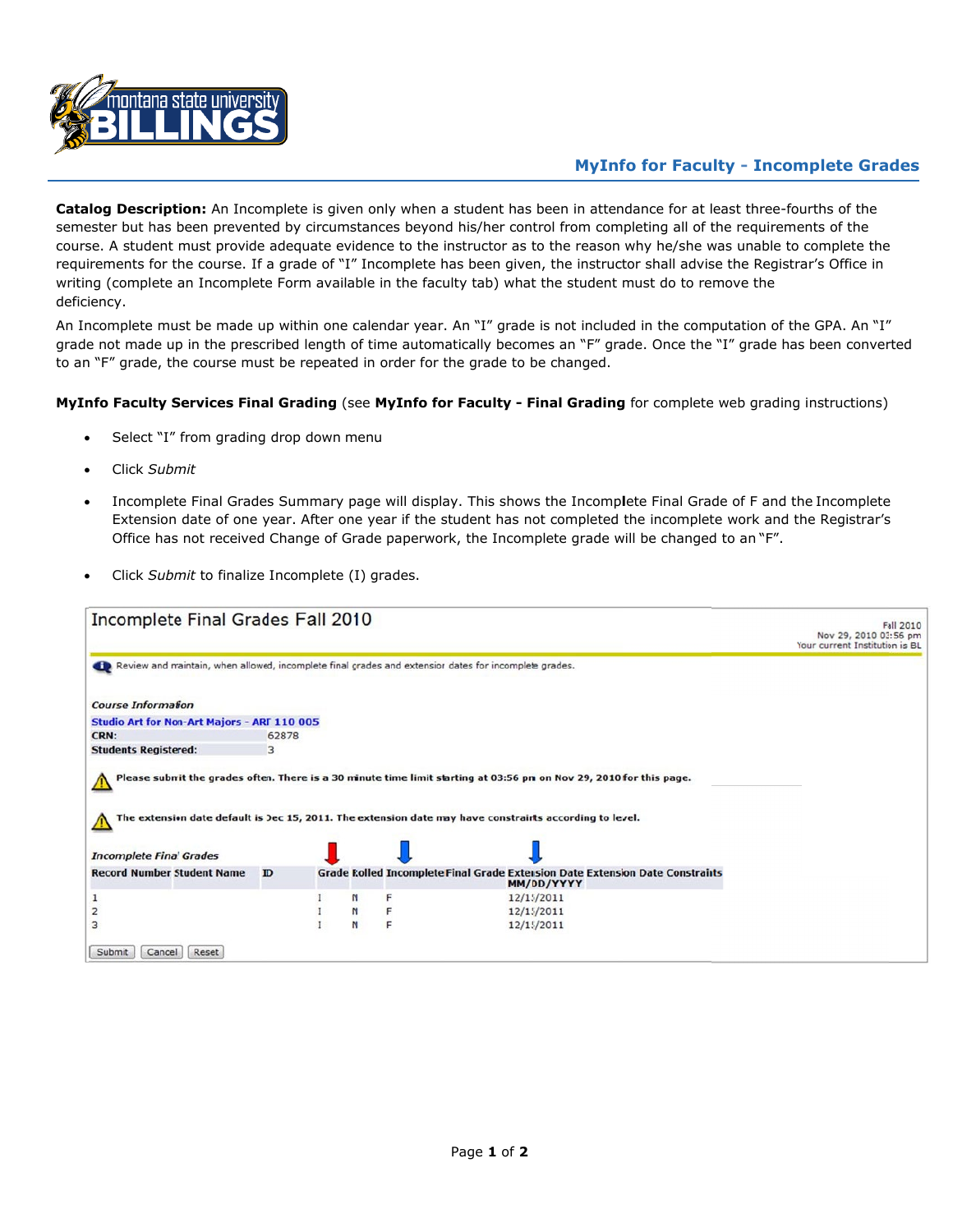# MyInfo for Faculty - Incomplete Grades

**Catalog Description:** An Incomplete is given only when a student has been in attendance for at least three-fourths of the semester but has been prevented by circumstances beyond his/her control from completing all of the requirements of the course. A student must provide adequate evidence to the instructor as to the reason why he/she was unable to complete the requirements for the course. If a grade of "I" Incomplete has been given, the instructor shall advise the Registrar's Office in writing (complete an Incomplete Form available in the faculty tab) what the student must do to remove the deficiency.

An Incomplete must be made up within one calendar year. An "I" grade is not included in the computation of the GPA. An "I" grade not made up in the prescribed length of time automatically becomes an "F" grade. Once the "I" grade has been converted to an "F" grade, the course must be repeated in order for the grade to be changed.

**MyInfo Faculty Services Final Grading** (see **MyInfo for Faculty - Final Grading** for complete web grading instructions)

- Select "I" from grading drop down menu
- Click *Submit*
- Incomplete Final Grades Summary page will display. This shows the Incomplete Final Grade of F and the Incomplete Extension date of one year. After one year if the student has not completed the incomplete work and the Registrar's Office has not received Change of Grade paperwork, the Incomplete grade will be changed to an "F".
- Click *Submit* to finalize Incomplete (I) grades.

## Incomplete Final Grades Fall 2010

Fall 2010
Nov 29, 2010 03:56 pm
Your current Institution is BL

Review and maintain, when allowed, incomplete final grades and extension dates for incomplete grades.

*Course Information*

**Studio Art for Non-Art Majors - ART 110 005**

| | |
|---|---|
| **CRN:** | 62878 |
| **Students Registered:** | 3 |

**Please submit the grades often. There is a 30 minute time limit starting at 03:56 pm on Nov 29, 2010 for this page.**

**The extension date default is Dec 15, 2011. The extension date may have constraints according to level.**

*Incomplete Final Grades*

| Record Number | Student Name | ID | Grade | Rolled | Incomplete Final Grade | Extension Date MM/DD/YYYY | Extension Date Constraints |
|---|---|---|---|---|---|---|---|
| 1 | | | I | N | F | 12/15/2011 | |
| 2 | | | I | N | F | 12/15/2011 | |
| 3 | | | I | N | F | 12/15/2011 | |

Submit | Cancel | Reset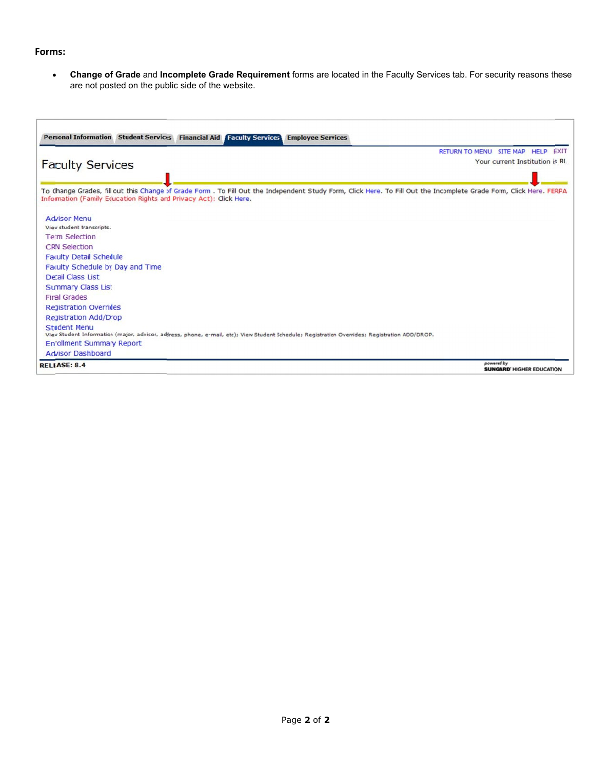**Forms:**

- **Change of Grade** and **Incomplete Grade Requirement** forms are located in the Faculty Services tab. For security reasons these are not posted on the public side of the website.

Personal Information | Student Services | Financial Aid | Faculty Services | Employee Services

RETURN TO MENU SITE MAP HELP EXIT

# Faculty Services

Your current Institution is BL

To Change Grades, fill out this Change of Grade Form . To Fill Out the Independent Study Form, Click Here. To Fill Out the Incomplete Grade Form, Click Here. FERPA Information (Family Education Rights and Privacy Act): Click Here.

Advisor Menu
View student transcripts.
Term Selection
CRN Selection
Faculty Detail Schedule
Faculty Schedule by Day and Time
Detail Class List
Summary Class List
Final Grades
Registration Overrides
Registration Add/Drop
Student Menu
View Student Information (major, advisor, address, phone, e-mail, etc); View Student Schedule; Registration Overrides; Registration ADD/DROP.
Enrollment Summary Report
Advisor Dashboard

RELEASE: 8.4

powered by SUNGARD HIGHER EDUCATION